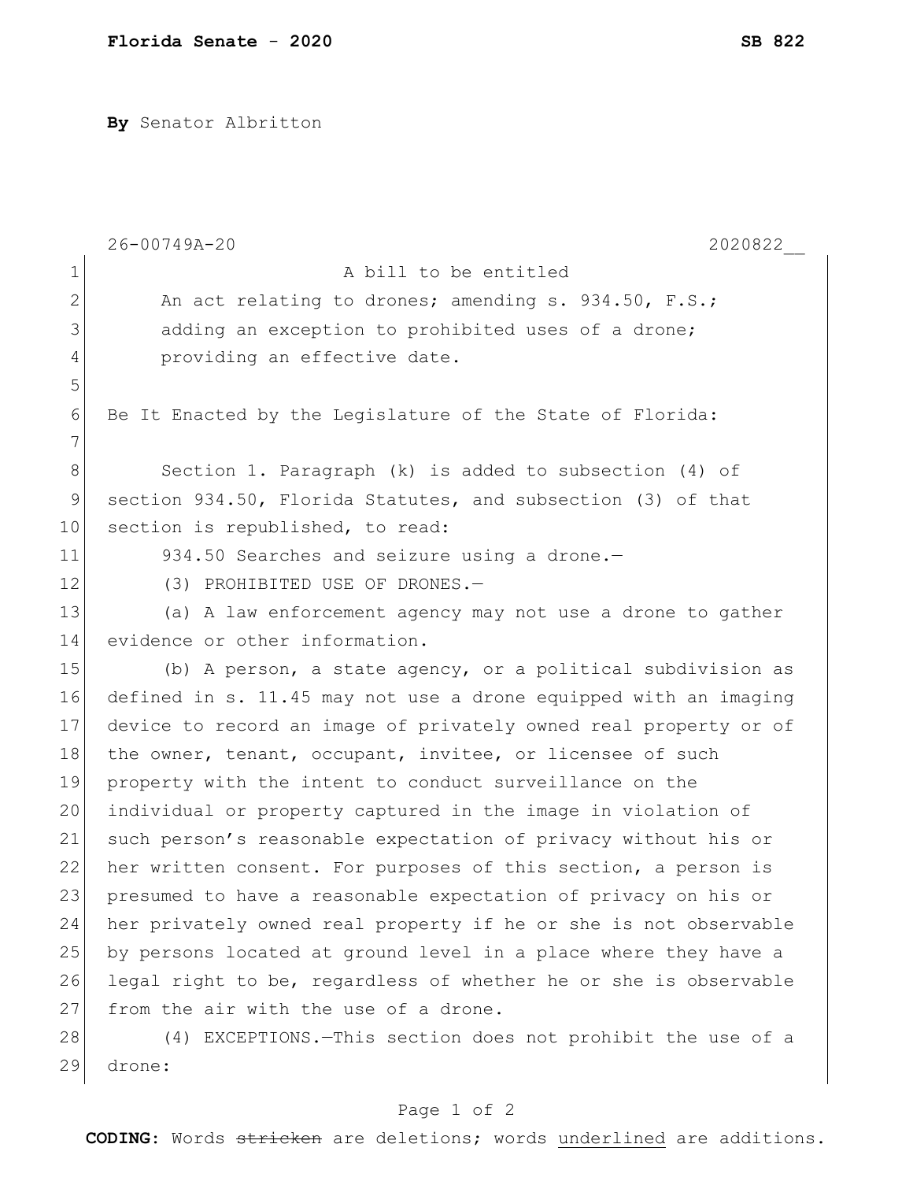**Florida Senate - 2020** **SB 822**

**By** Senator Albritton

26-00749A-20 2020822__

A bill to be entitled

An act relating to drones; amending s. 934.50, F.S.; adding an exception to prohibited uses of a drone; providing an effective date.

Be It Enacted by the Legislature of the State of Florida:

Section 1. Paragraph (k) is added to subsection (4) of section 934.50, Florida Statutes, and subsection (3) of that section is republished, to read:

934.50 Searches and seizure using a drone.—

(3) PROHIBITED USE OF DRONES.—

(a) A law enforcement agency may not use a drone to gather evidence or other information.

(b) A person, a state agency, or a political subdivision as defined in s. 11.45 may not use a drone equipped with an imaging device to record an image of privately owned real property or of the owner, tenant, occupant, invitee, or licensee of such property with the intent to conduct surveillance on the individual or property captured in the image in violation of such person's reasonable expectation of privacy without his or her written consent. For purposes of this section, a person is presumed to have a reasonable expectation of privacy on his or her privately owned real property if he or she is not observable by persons located at ground level in a place where they have a legal right to be, regardless of whether he or she is observable from the air with the use of a drone.

(4) EXCEPTIONS.—This section does not prohibit the use of a drone:

**CODING:** Words ~~stricken~~ are deletions; words underlined are additions.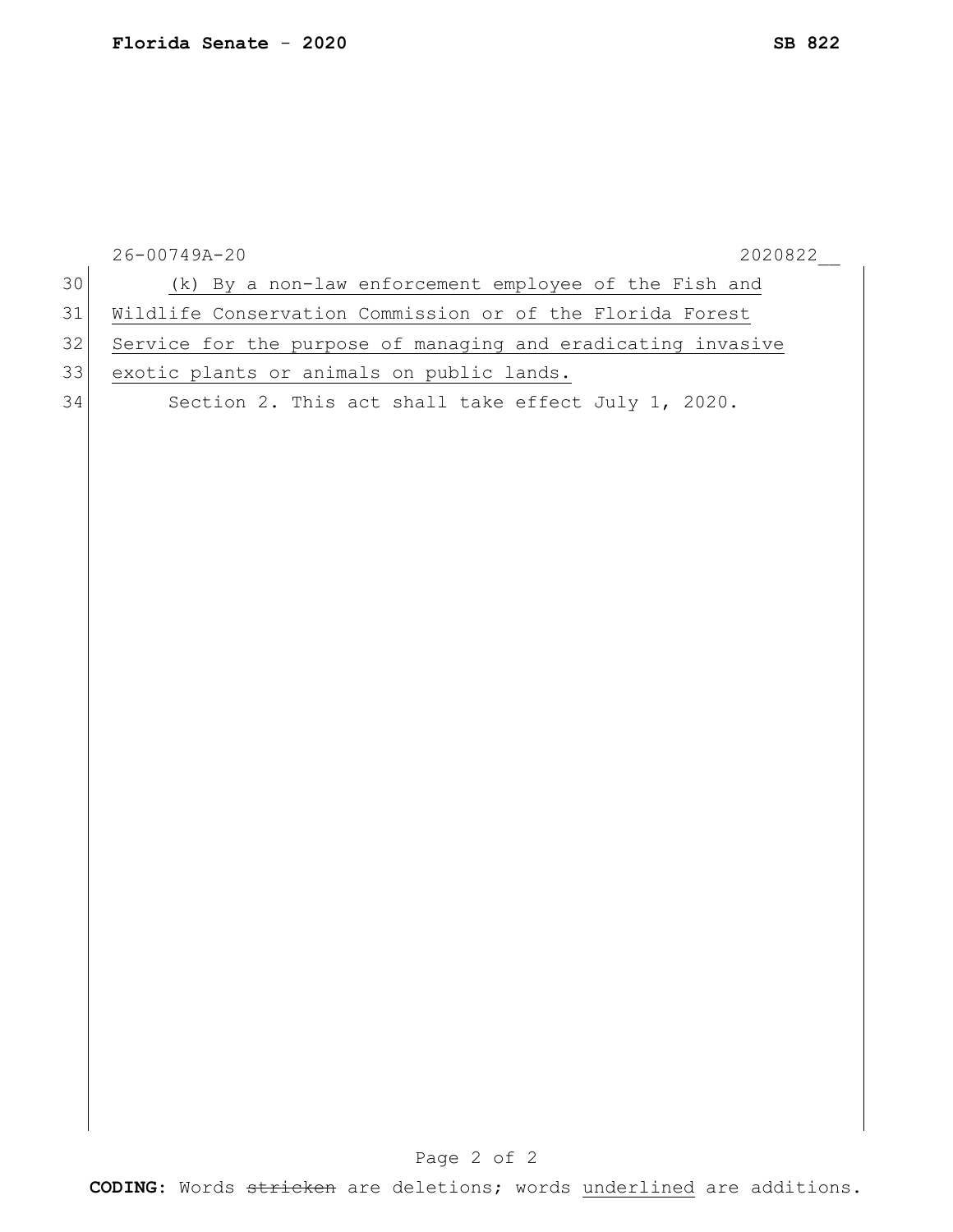26-00749A-20 2020822__

30 (k) By a non-law enforcement employee of the Fish and
31 Wildlife Conservation Commission or of the Florida Forest
32 Service for the purpose of managing and eradicating invasive
33 exotic plants or animals on public lands.
34 Section 2. This act shall take effect July 1, 2020.

**CODING:** Words ~~stricken~~ are deletions; words <u>underlined</u> are additions.